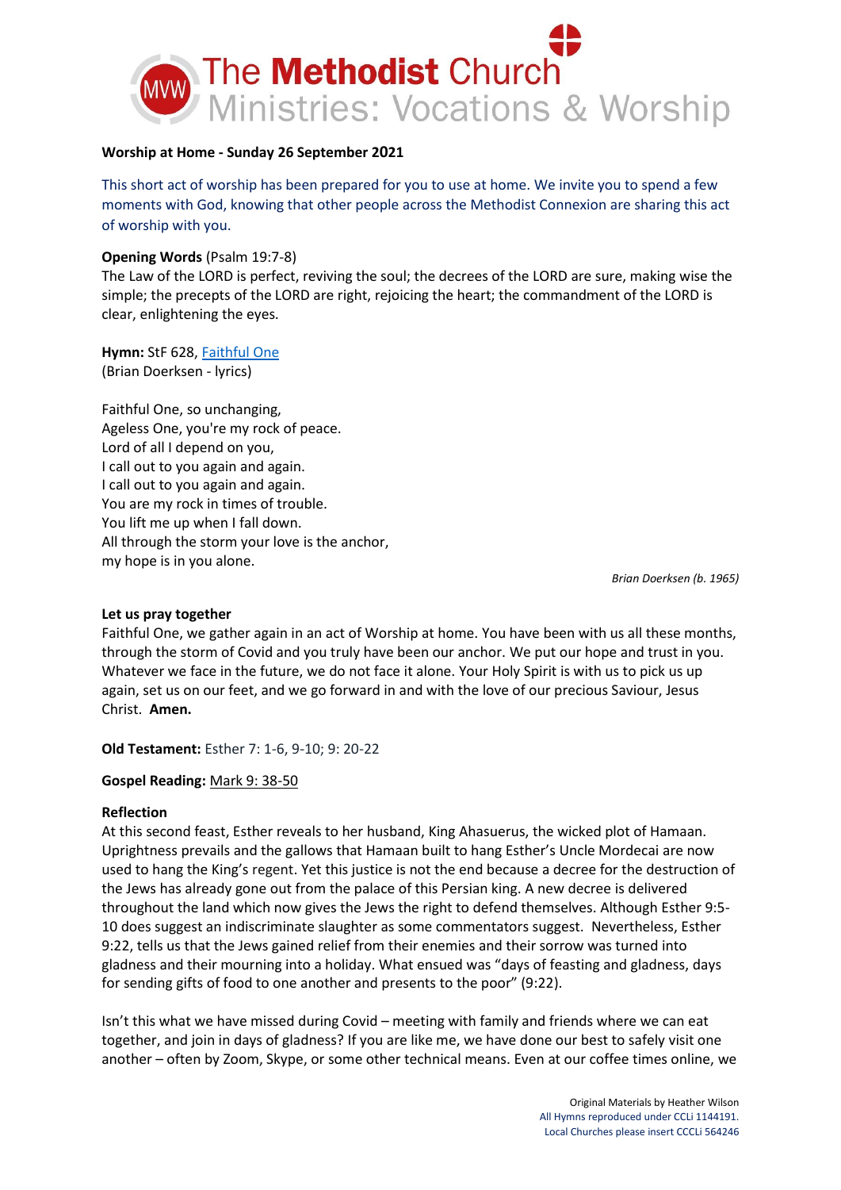# The Methodist Church Ministries: Vocations & Worship

**Worship at Home - Sunday 26 September 2021**

This short act of worship has been prepared for you to use at home. We invite you to spend a few moments with God, knowing that other people across the Methodist Connexion are sharing this act of worship with you.

**Opening Words** (Psalm 19:7-8)
The Law of the LORD is perfect, reviving the soul; the decrees of the LORD are sure, making wise the simple; the precepts of the LORD are right, rejoicing the heart; the commandment of the LORD is clear, enlightening the eyes.

**Hymn:** StF 628, Faithful One
(Brian Doerksen - lyrics)

Faithful One, so unchanging,
Ageless One, you're my rock of peace.
Lord of all I depend on you,
I call out to you again and again.
I call out to you again and again.
You are my rock in times of trouble.
You lift me up when I fall down.
All through the storm your love is the anchor,
my hope is in you alone.

*Brian Doerksen (b. 1965)*

**Let us pray together**
Faithful One, we gather again in an act of Worship at home. You have been with us all these months, through the storm of Covid and you truly have been our anchor. We put our hope and trust in you. Whatever we face in the future, we do not face it alone. Your Holy Spirit is with us to pick us up again, set us on our feet, and we go forward in and with the love of our precious Saviour, Jesus Christ. **Amen.**

**Old Testament:** Esther 7: 1-6, 9-10; 9: 20-22

**Gospel Reading:** Mark 9: 38-50

**Reflection**
At this second feast, Esther reveals to her husband, King Ahasuerus, the wicked plot of Hamaan. Uprightness prevails and the gallows that Hamaan built to hang Esther's Uncle Mordecai are now used to hang the King's regent. Yet this justice is not the end because a decree for the destruction of the Jews has already gone out from the palace of this Persian king. A new decree is delivered throughout the land which now gives the Jews the right to defend themselves. Although Esther 9:5-10 does suggest an indiscriminate slaughter as some commentators suggest. Nevertheless, Esther 9:22, tells us that the Jews gained relief from their enemies and their sorrow was turned into gladness and their mourning into a holiday. What ensued was "days of feasting and gladness, days for sending gifts of food to one another and presents to the poor" (9:22).

Isn't this what we have missed during Covid – meeting with family and friends where we can eat together, and join in days of gladness? If you are like me, we have done our best to safely visit one another – often by Zoom, Skype, or some other technical means. Even at our coffee times online, we

Original Materials by Heather Wilson
All Hymns reproduced under CCLi 1144191.
Local Churches please insert CCCLi 564246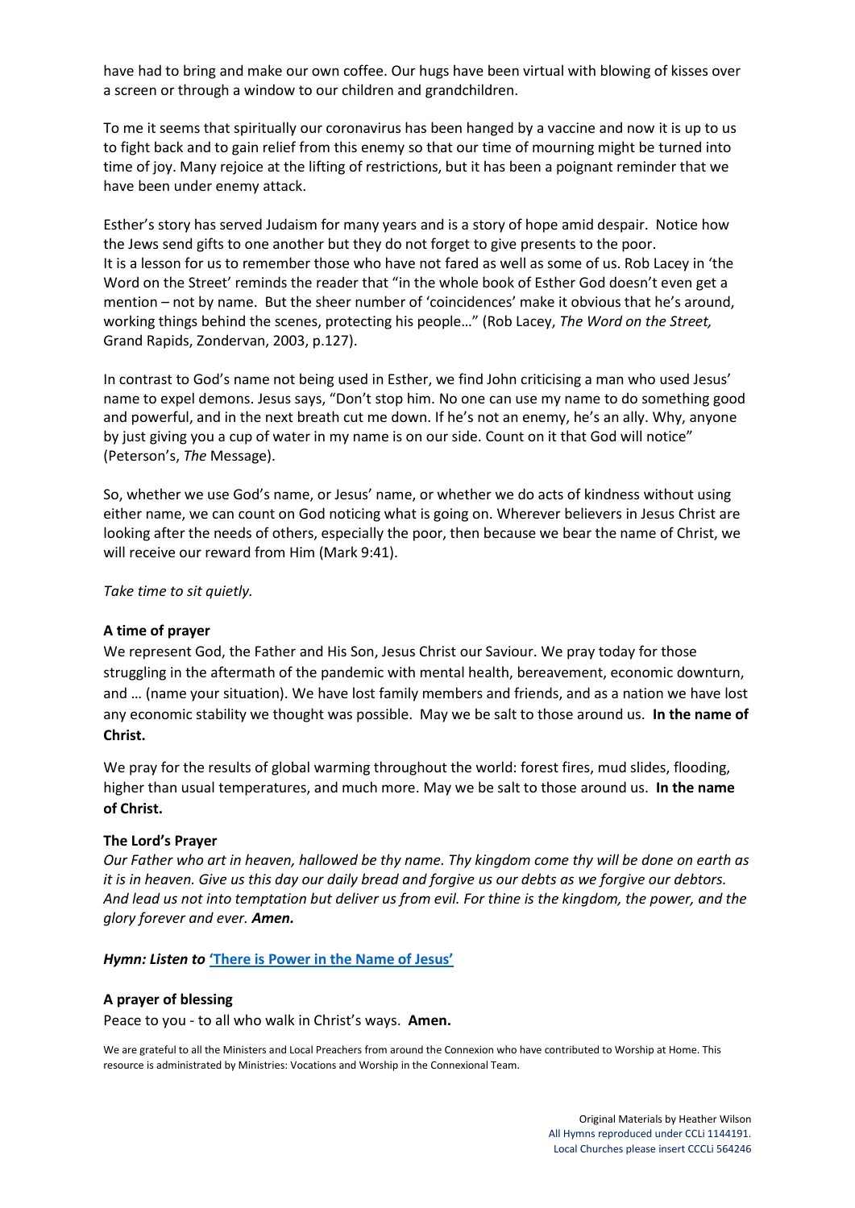have had to bring and make our own coffee. Our hugs have been virtual with blowing of kisses over a screen or through a window to our children and grandchildren.

To me it seems that spiritually our coronavirus has been hanged by a vaccine and now it is up to us to fight back and to gain relief from this enemy so that our time of mourning might be turned into time of joy. Many rejoice at the lifting of restrictions, but it has been a poignant reminder that we have been under enemy attack.

Esther's story has served Judaism for many years and is a story of hope amid despair. Notice how the Jews send gifts to one another but they do not forget to give presents to the poor. It is a lesson for us to remember those who have not fared as well as some of us. Rob Lacey in 'the Word on the Street' reminds the reader that "in the whole book of Esther God doesn't even get a mention – not by name. But the sheer number of 'coincidences' make it obvious that he's around, working things behind the scenes, protecting his people…" (Rob Lacey, *The Word on the Street,* Grand Rapids, Zondervan, 2003, p.127).

In contrast to God's name not being used in Esther, we find John criticising a man who used Jesus' name to expel demons. Jesus says, "Don't stop him. No one can use my name to do something good and powerful, and in the next breath cut me down. If he's not an enemy, he's an ally. Why, anyone by just giving you a cup of water in my name is on our side. Count on it that God will notice" (Peterson's, *The* Message).

So, whether we use God's name, or Jesus' name, or whether we do acts of kindness without using either name, we can count on God noticing what is going on. Wherever believers in Jesus Christ are looking after the needs of others, especially the poor, then because we bear the name of Christ, we will receive our reward from Him (Mark 9:41).

*Take time to sit quietly.*

**A time of prayer**

We represent God, the Father and His Son, Jesus Christ our Saviour. We pray today for those struggling in the aftermath of the pandemic with mental health, bereavement, economic downturn, and … (name your situation). We have lost family members and friends, and as a nation we have lost any economic stability we thought was possible. May we be salt to those around us. **In the name of Christ.**

We pray for the results of global warming throughout the world: forest fires, mud slides, flooding, higher than usual temperatures, and much more. May we be salt to those around us. **In the name of Christ.**

**The Lord's Prayer**

*Our Father who art in heaven, hallowed be thy name. Thy kingdom come thy will be done on earth as it is in heaven. Give us this day our daily bread and forgive us our debts as we forgive our debtors. And lead us not into temptation but deliver us from evil. For thine is the kingdom, the power, and the glory forever and ever.* ***Amen.***

***Hymn: Listen to*** **'There is Power in the Name of Jesus'**

**A prayer of blessing**

Peace to you - to all who walk in Christ's ways. **Amen.**

We are grateful to all the Ministers and Local Preachers from around the Connexion who have contributed to Worship at Home. This resource is administrated by Ministries: Vocations and Worship in the Connexional Team.

Original Materials by Heather Wilson
All Hymns reproduced under CCLi 1144191.
Local Churches please insert CCCLi 564246